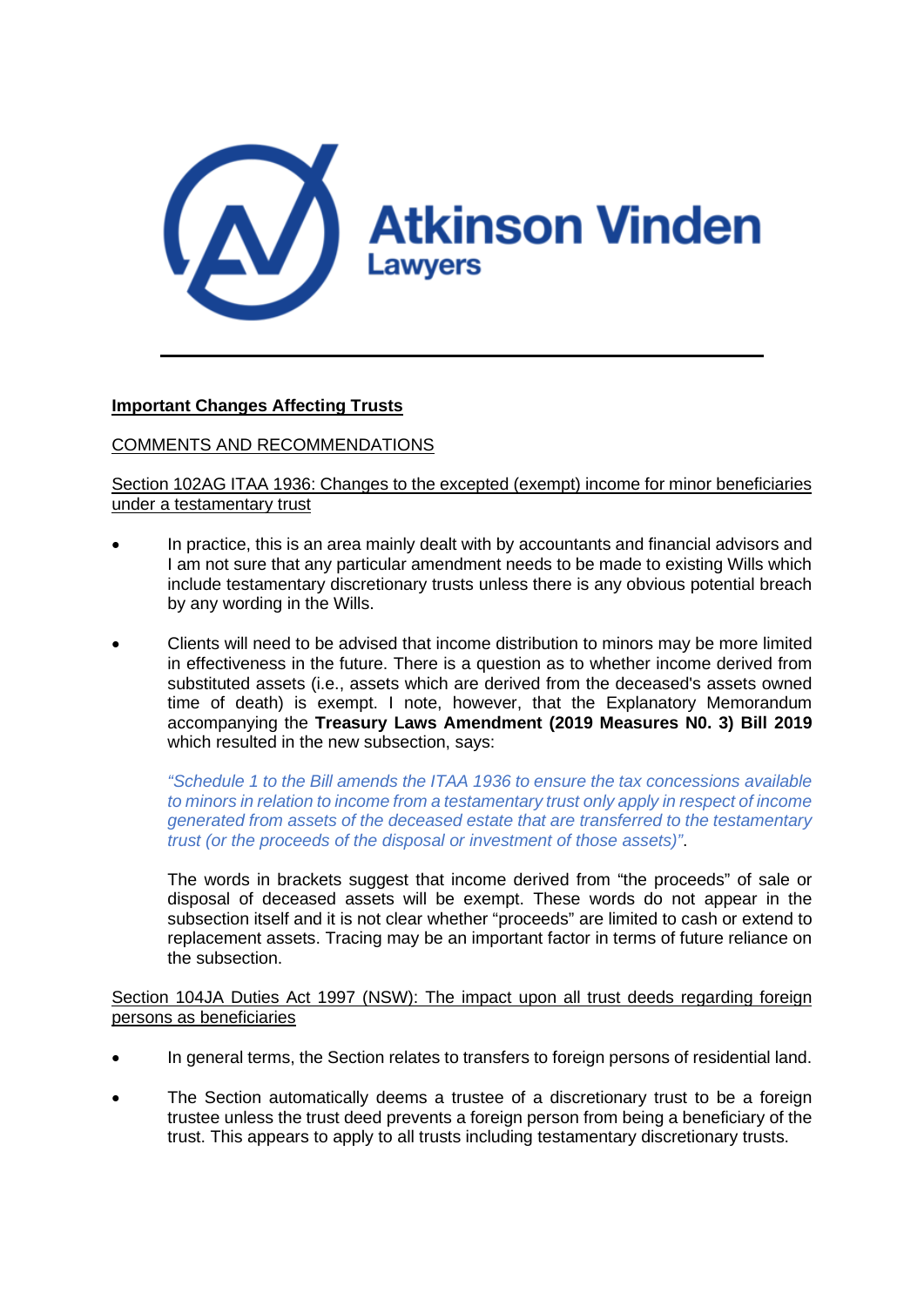Atkinson Vinden
Lawyers

---

## Important Changes Affecting Trusts

COMMENTS AND RECOMMENDATIONS

### Section 102AG ITAA 1936: Changes to the excepted (exempt) income for minor beneficiaries under a testamentary trust

- In practice, this is an area mainly dealt with by accountants and financial advisors and I am not sure that any particular amendment needs to be made to existing Wills which include testamentary discretionary trusts unless there is any obvious potential breach by any wording in the Wills.

- Clients will need to be advised that income distribution to minors may be more limited in effectiveness in the future. There is a question as to whether income derived from substituted assets (i.e., assets which are derived from the deceased's assets owned time of death) is exempt. I note, however, that the Explanatory Memorandum accompanying the **Treasury Laws Amendment (2019 Measures N0. 3) Bill 2019** which resulted in the new subsection, says:

  *"Schedule 1 to the Bill amends the ITAA 1936 to ensure the tax concessions available to minors in relation to income from a testamentary trust only apply in respect of income generated from assets of the deceased estate that are transferred to the testamentary trust (or the proceeds of the disposal or investment of those assets)"*.

  The words in brackets suggest that income derived from "the proceeds" of sale or disposal of deceased assets will be exempt. These words do not appear in the subsection itself and it is not clear whether "proceeds" are limited to cash or extend to replacement assets. Tracing may be an important factor in terms of future reliance on the subsection.

### Section 104JA Duties Act 1997 (NSW): The impact upon all trust deeds regarding foreign persons as beneficiaries

- In general terms, the Section relates to transfers to foreign persons of residential land.

- The Section automatically deems a trustee of a discretionary trust to be a foreign trustee unless the trust deed prevents a foreign person from being a beneficiary of the trust. This appears to apply to all trusts including testamentary discretionary trusts.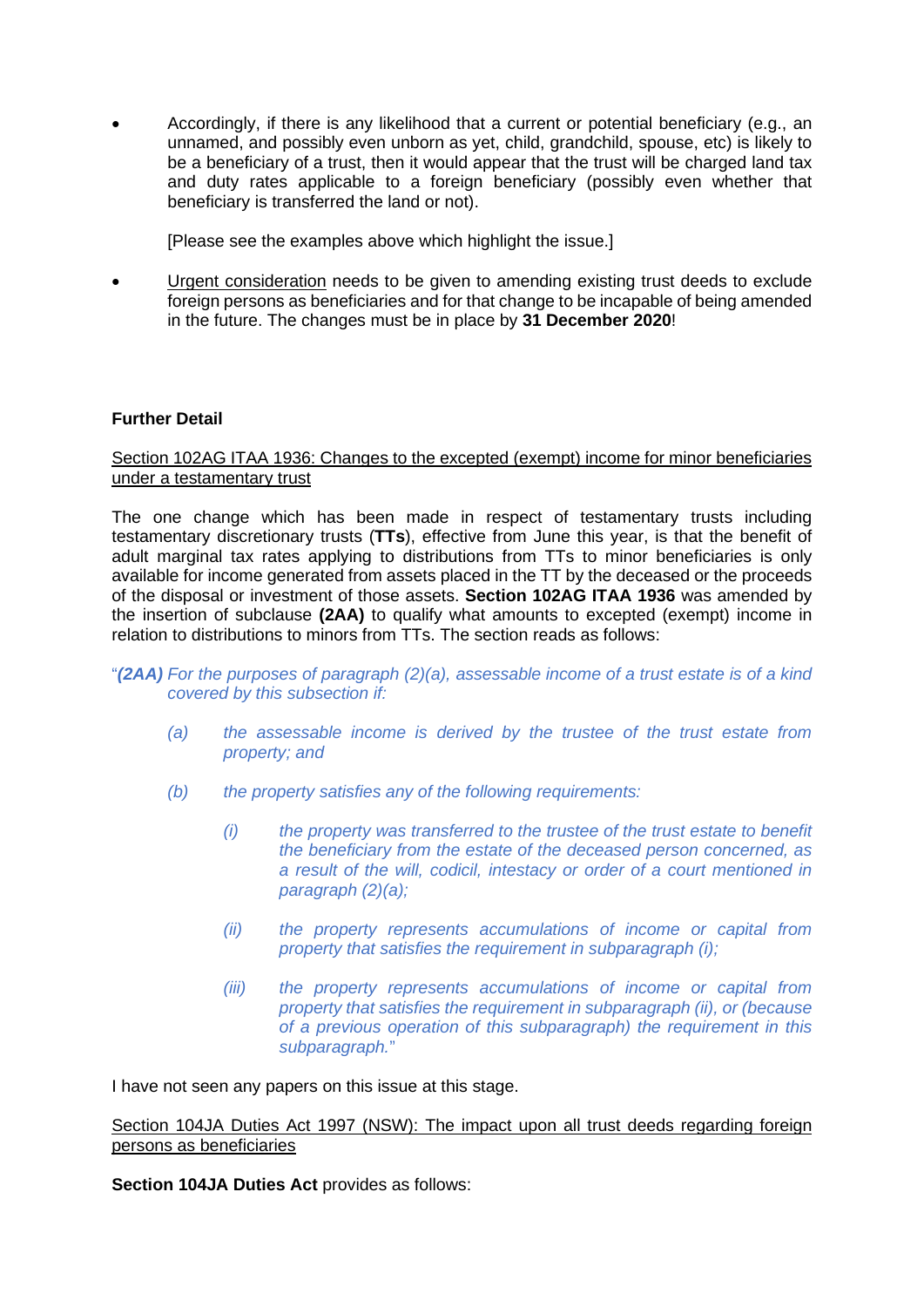- Accordingly, if there is any likelihood that a current or potential beneficiary (e.g., an unnamed, and possibly even unborn as yet, child, grandchild, spouse, etc) is likely to be a beneficiary of a trust, then it would appear that the trust will be charged land tax and duty rates applicable to a foreign beneficiary (possibly even whether that beneficiary is transferred the land or not).

  [Please see the examples above which highlight the issue.]

- Urgent consideration needs to be given to amending existing trust deeds to exclude foreign persons as beneficiaries and for that change to be incapable of being amended in the future. The changes must be in place by **31 December 2020**!

**Further Detail**

Section 102AG ITAA 1936: Changes to the excepted (exempt) income for minor beneficiaries under a testamentary trust

The one change which has been made in respect of testamentary trusts including testamentary discretionary trusts (**TTs**), effective from June this year, is that the benefit of adult marginal tax rates applying to distributions from TTs to minor beneficiaries is only available for income generated from assets placed in the TT by the deceased or the proceeds of the disposal or investment of those assets. **Section 102AG ITAA 1936** was amended by the insertion of subclause **(2AA)** to qualify what amounts to excepted (exempt) income in relation to distributions to minors from TTs. The section reads as follows:

"***(2AA)*** *For the purposes of paragraph (2)(a), assessable income of a trust estate is of a kind covered by this subsection if:*

> *(a) the assessable income is derived by the trustee of the trust estate from property; and*
>
> *(b) the property satisfies any of the following requirements:*
>
> > *(i) the property was transferred to the trustee of the trust estate to benefit the beneficiary from the estate of the deceased person concerned, as a result of the will, codicil, intestacy or order of a court mentioned in paragraph (2)(a);*
> >
> > *(ii) the property represents accumulations of income or capital from property that satisfies the requirement in subparagraph (i);*
> >
> > *(iii) the property represents accumulations of income or capital from property that satisfies the requirement in subparagraph (ii), or (because of a previous operation of this subparagraph) the requirement in this subparagraph.*"

I have not seen any papers on this issue at this stage.

Section 104JA Duties Act 1997 (NSW): The impact upon all trust deeds regarding foreign persons as beneficiaries

**Section 104JA Duties Act** provides as follows: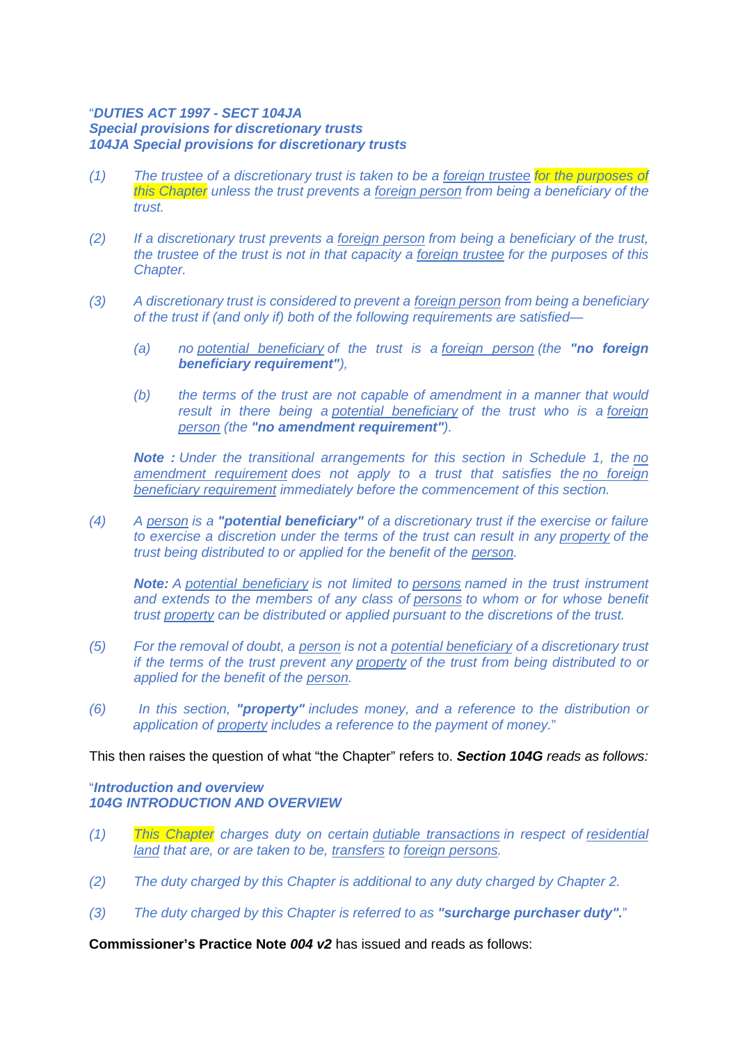"***DUTIES ACT 1997 - SECT 104JA***
***Special provisions for discretionary trusts***
***104JA Special provisions for discretionary trusts***

*(1) The trustee of a discretionary trust is taken to be a foreign trustee for the purposes of this Chapter unless the trust prevents a foreign person from being a beneficiary of the trust.*

*(2) If a discretionary trust prevents a foreign person from being a beneficiary of the trust, the trustee of the trust is not in that capacity a foreign trustee for the purposes of this Chapter.*

*(3) A discretionary trust is considered to prevent a foreign person from being a beneficiary of the trust if (and only if) both of the following requirements are satisfied—*

> *(a) no potential beneficiary of the trust is a foreign person (the **"no foreign beneficiary requirement"**),*
>
> *(b) the terms of the trust are not capable of amendment in a manner that would result in there being a potential beneficiary of the trust who is a foreign person (the **"no amendment requirement"**).*

> ***Note :** Under the transitional arrangements for this section in Schedule 1, the no amendment requirement does not apply to a trust that satisfies the no foreign beneficiary requirement immediately before the commencement of this section.*

*(4) A person is a **"potential beneficiary"** of a discretionary trust if the exercise or failure to exercise a discretion under the terms of the trust can result in any property of the trust being distributed to or applied for the benefit of the person.*

> ***Note:** A potential beneficiary is not limited to persons named in the trust instrument and extends to the members of any class of persons to whom or for whose benefit trust property can be distributed or applied pursuant to the discretions of the trust.*

*(5) For the removal of doubt, a person is not a potential beneficiary of a discretionary trust if the terms of the trust prevent any property of the trust from being distributed to or applied for the benefit of the person.*

*(6) In this section, **"property"** includes money, and a reference to the distribution or application of property includes a reference to the payment of money.*"

This then raises the question of what "the Chapter" refers to. ***Section 104G*** *reads as follows:*

"***Introduction and overview***
***104G INTRODUCTION AND OVERVIEW***

*(1) This Chapter charges duty on certain dutiable transactions in respect of residential land that are, or are taken to be, transfers to foreign persons.*

*(2) The duty charged by this Chapter is additional to any duty charged by Chapter 2.*

*(3) The duty charged by this Chapter is referred to as **"surcharge purchaser duty".***"

**Commissioner's Practice Note *004 v2*** has issued and reads as follows: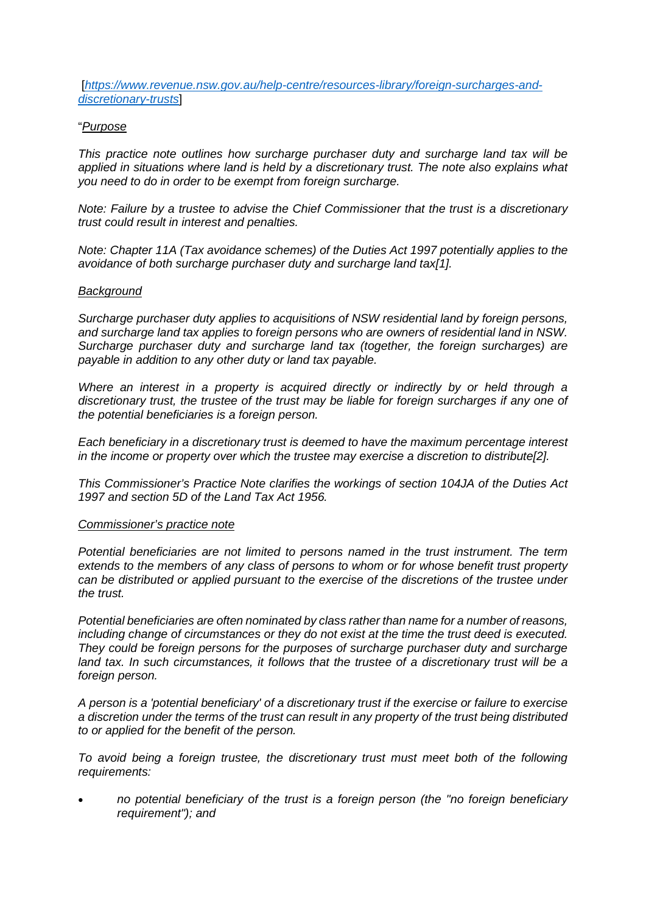[[https://www.revenue.nsw.gov.au/help-centre/resources-library/foreign-surcharges-and-discretionary-trusts](https://www.revenue.nsw.gov.au/help-centre/resources-library/foreign-surcharges-and-discretionary-trusts)]

"*Purpose*

*This practice note outlines how surcharge purchaser duty and surcharge land tax will be applied in situations where land is held by a discretionary trust. The note also explains what you need to do in order to be exempt from foreign surcharge.*

*Note: Failure by a trustee to advise the Chief Commissioner that the trust is a discretionary trust could result in interest and penalties.*

*Note: Chapter 11A (Tax avoidance schemes) of the Duties Act 1997 potentially applies to the avoidance of both surcharge purchaser duty and surcharge land tax[1].*

*Background*

*Surcharge purchaser duty applies to acquisitions of NSW residential land by foreign persons, and surcharge land tax applies to foreign persons who are owners of residential land in NSW. Surcharge purchaser duty and surcharge land tax (together, the foreign surcharges) are payable in addition to any other duty or land tax payable.*

*Where an interest in a property is acquired directly or indirectly by or held through a discretionary trust, the trustee of the trust may be liable for foreign surcharges if any one of the potential beneficiaries is a foreign person.*

*Each beneficiary in a discretionary trust is deemed to have the maximum percentage interest in the income or property over which the trustee may exercise a discretion to distribute[2].*

*This Commissioner's Practice Note clarifies the workings of section 104JA of the Duties Act 1997 and section 5D of the Land Tax Act 1956.*

*Commissioner's practice note*

*Potential beneficiaries are not limited to persons named in the trust instrument. The term extends to the members of any class of persons to whom or for whose benefit trust property can be distributed or applied pursuant to the exercise of the discretions of the trustee under the trust.*

*Potential beneficiaries are often nominated by class rather than name for a number of reasons, including change of circumstances or they do not exist at the time the trust deed is executed. They could be foreign persons for the purposes of surcharge purchaser duty and surcharge land tax. In such circumstances, it follows that the trustee of a discretionary trust will be a foreign person.*

*A person is a 'potential beneficiary' of a discretionary trust if the exercise or failure to exercise a discretion under the terms of the trust can result in any property of the trust being distributed to or applied for the benefit of the person.*

*To avoid being a foreign trustee, the discretionary trust must meet both of the following requirements:*

- *no potential beneficiary of the trust is a foreign person (the "no foreign beneficiary requirement"); and*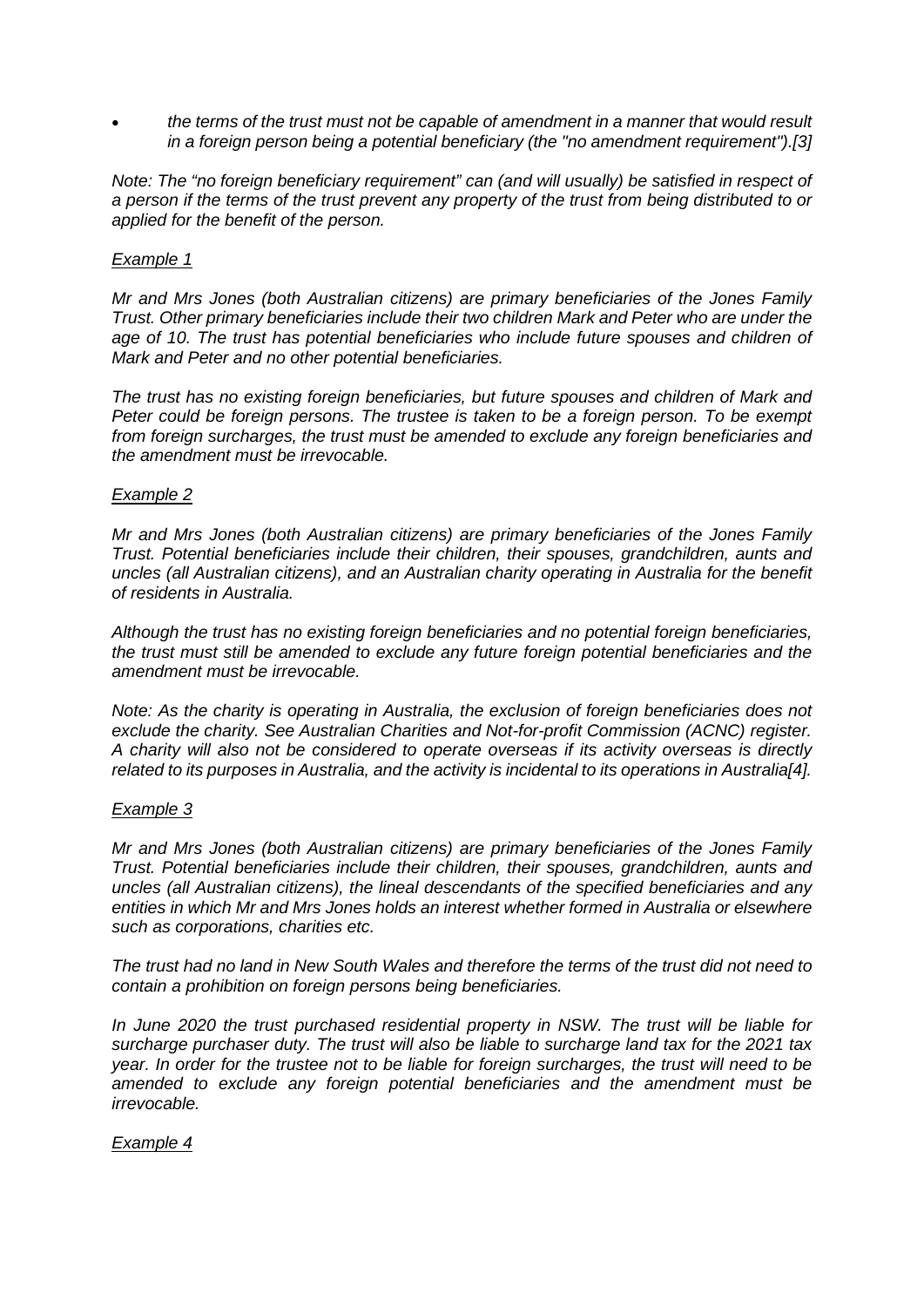- *the terms of the trust must not be capable of amendment in a manner that would result in a foreign person being a potential beneficiary (the "no amendment requirement").[3]*

*Note: The "no foreign beneficiary requirement" can (and will usually) be satisfied in respect of a person if the terms of the trust prevent any property of the trust from being distributed to or applied for the benefit of the person.*

*Example 1*

*Mr and Mrs Jones (both Australian citizens) are primary beneficiaries of the Jones Family Trust. Other primary beneficiaries include their two children Mark and Peter who are under the age of 10. The trust has potential beneficiaries who include future spouses and children of Mark and Peter and no other potential beneficiaries.*

*The trust has no existing foreign beneficiaries, but future spouses and children of Mark and Peter could be foreign persons. The trustee is taken to be a foreign person. To be exempt from foreign surcharges, the trust must be amended to exclude any foreign beneficiaries and the amendment must be irrevocable.*

*Example 2*

*Mr and Mrs Jones (both Australian citizens) are primary beneficiaries of the Jones Family Trust. Potential beneficiaries include their children, their spouses, grandchildren, aunts and uncles (all Australian citizens), and an Australian charity operating in Australia for the benefit of residents in Australia.*

*Although the trust has no existing foreign beneficiaries and no potential foreign beneficiaries, the trust must still be amended to exclude any future foreign potential beneficiaries and the amendment must be irrevocable.*

*Note: As the charity is operating in Australia, the exclusion of foreign beneficiaries does not exclude the charity. See Australian Charities and Not-for-profit Commission (ACNC) register. A charity will also not be considered to operate overseas if its activity overseas is directly related to its purposes in Australia, and the activity is incidental to its operations in Australia[4].*

*Example 3*

*Mr and Mrs Jones (both Australian citizens) are primary beneficiaries of the Jones Family Trust. Potential beneficiaries include their children, their spouses, grandchildren, aunts and uncles (all Australian citizens), the lineal descendants of the specified beneficiaries and any entities in which Mr and Mrs Jones holds an interest whether formed in Australia or elsewhere such as corporations, charities etc.*

*The trust had no land in New South Wales and therefore the terms of the trust did not need to contain a prohibition on foreign persons being beneficiaries.*

*In June 2020 the trust purchased residential property in NSW. The trust will be liable for surcharge purchaser duty. The trust will also be liable to surcharge land tax for the 2021 tax year. In order for the trustee not to be liable for foreign surcharges, the trust will need to be amended to exclude any foreign potential beneficiaries and the amendment must be irrevocable.*

*Example 4*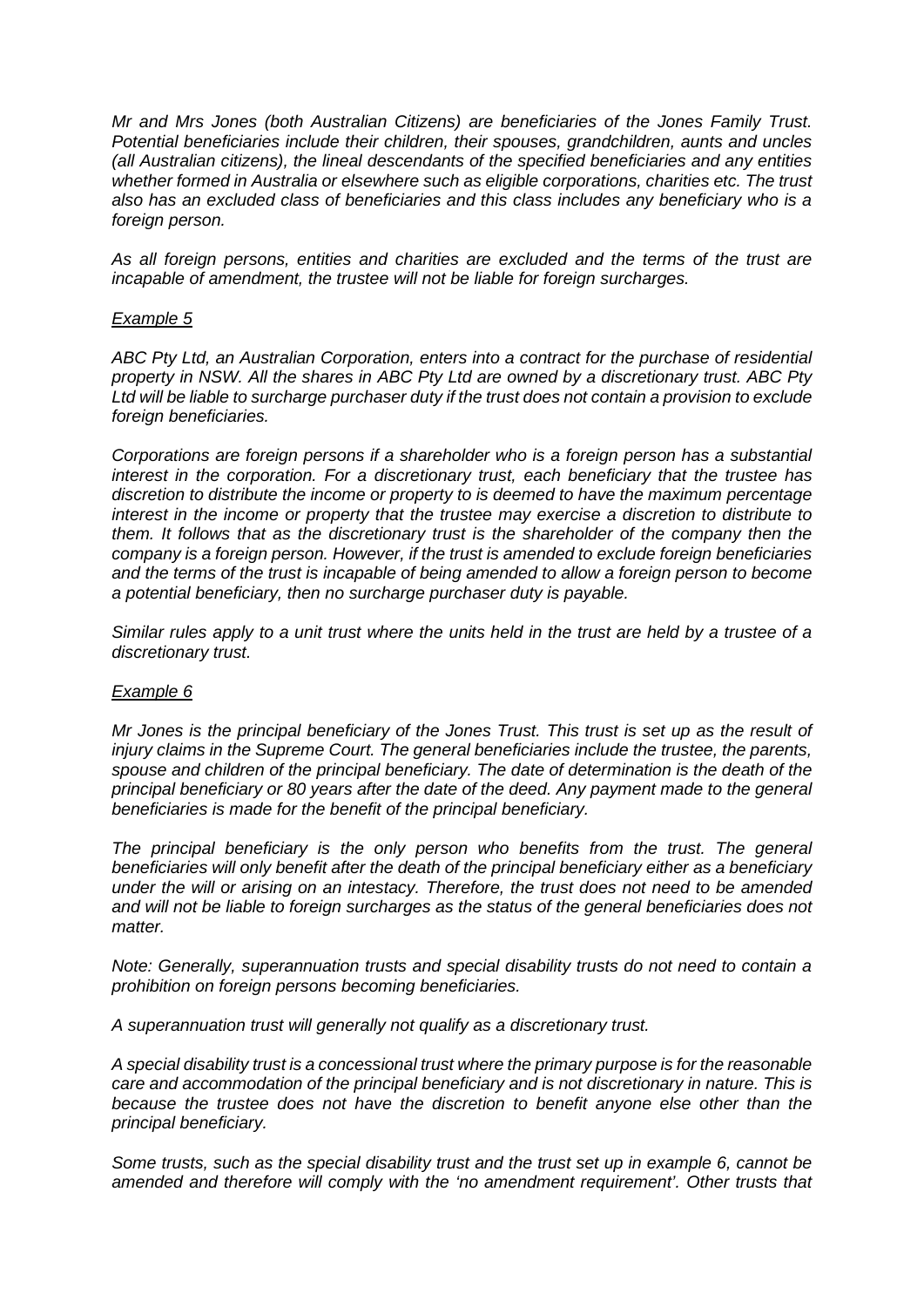*Mr and Mrs Jones (both Australian Citizens) are beneficiaries of the Jones Family Trust. Potential beneficiaries include their children, their spouses, grandchildren, aunts and uncles (all Australian citizens), the lineal descendants of the specified beneficiaries and any entities whether formed in Australia or elsewhere such as eligible corporations, charities etc. The trust also has an excluded class of beneficiaries and this class includes any beneficiary who is a foreign person.*

*As all foreign persons, entities and charities are excluded and the terms of the trust are incapable of amendment, the trustee will not be liable for foreign surcharges.*

*Example 5*

*ABC Pty Ltd, an Australian Corporation, enters into a contract for the purchase of residential property in NSW. All the shares in ABC Pty Ltd are owned by a discretionary trust. ABC Pty Ltd will be liable to surcharge purchaser duty if the trust does not contain a provision to exclude foreign beneficiaries.*

*Corporations are foreign persons if a shareholder who is a foreign person has a substantial interest in the corporation. For a discretionary trust, each beneficiary that the trustee has discretion to distribute the income or property to is deemed to have the maximum percentage interest in the income or property that the trustee may exercise a discretion to distribute to them. It follows that as the discretionary trust is the shareholder of the company then the company is a foreign person. However, if the trust is amended to exclude foreign beneficiaries and the terms of the trust is incapable of being amended to allow a foreign person to become a potential beneficiary, then no surcharge purchaser duty is payable.*

*Similar rules apply to a unit trust where the units held in the trust are held by a trustee of a discretionary trust.*

*Example 6*

*Mr Jones is the principal beneficiary of the Jones Trust. This trust is set up as the result of injury claims in the Supreme Court. The general beneficiaries include the trustee, the parents, spouse and children of the principal beneficiary. The date of determination is the death of the principal beneficiary or 80 years after the date of the deed. Any payment made to the general beneficiaries is made for the benefit of the principal beneficiary.*

*The principal beneficiary is the only person who benefits from the trust. The general beneficiaries will only benefit after the death of the principal beneficiary either as a beneficiary under the will or arising on an intestacy. Therefore, the trust does not need to be amended and will not be liable to foreign surcharges as the status of the general beneficiaries does not matter.*

*Note: Generally, superannuation trusts and special disability trusts do not need to contain a prohibition on foreign persons becoming beneficiaries.*

*A superannuation trust will generally not qualify as a discretionary trust.*

*A special disability trust is a concessional trust where the primary purpose is for the reasonable care and accommodation of the principal beneficiary and is not discretionary in nature. This is because the trustee does not have the discretion to benefit anyone else other than the principal beneficiary.*

*Some trusts, such as the special disability trust and the trust set up in example 6, cannot be amended and therefore will comply with the 'no amendment requirement'. Other trusts that*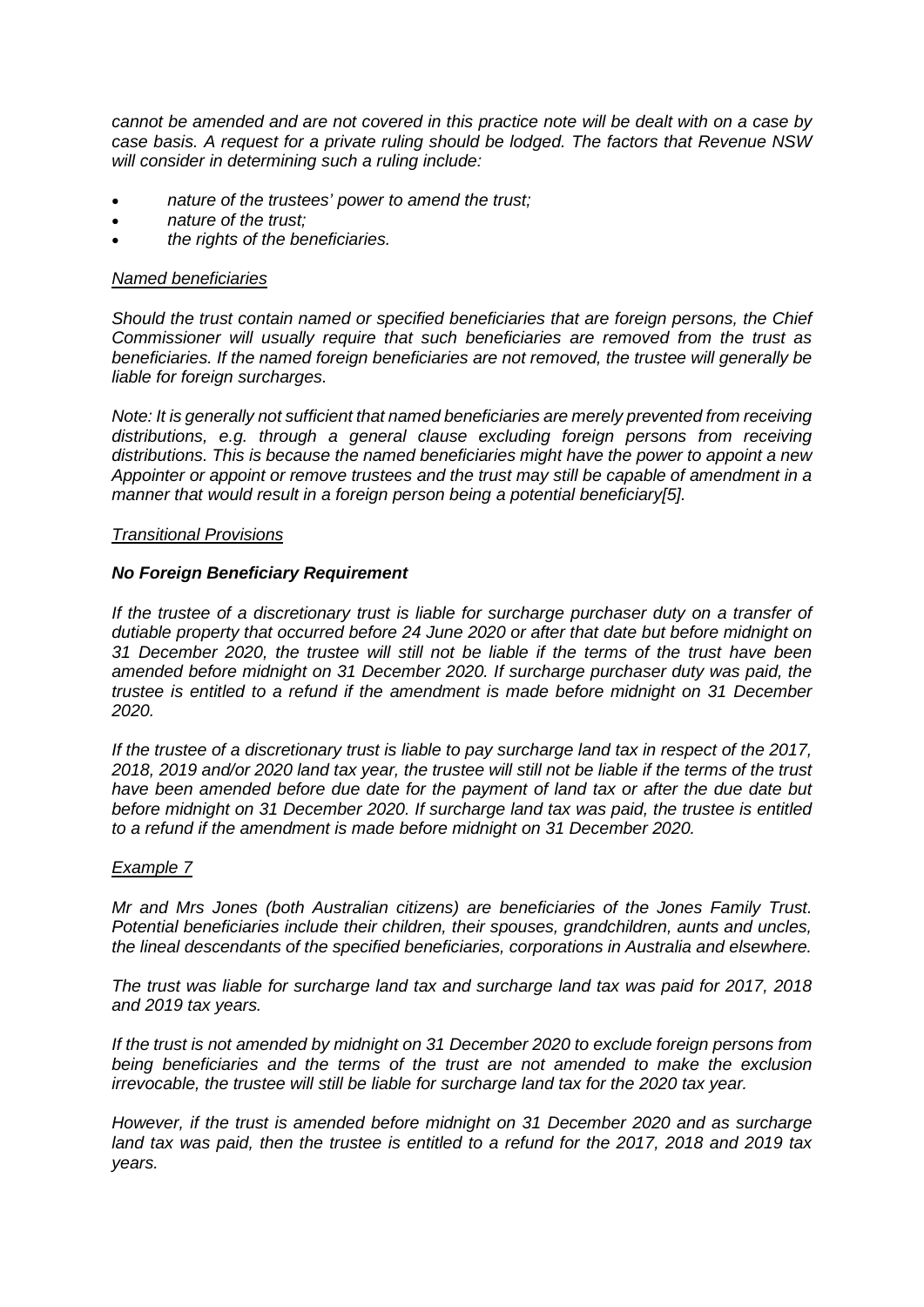*cannot be amended and are not covered in this practice note will be dealt with on a case by case basis. A request for a private ruling should be lodged. The factors that Revenue NSW will consider in determining such a ruling include:*

- *nature of the trustees' power to amend the trust;*
- *nature of the trust;*
- *the rights of the beneficiaries.*

*Named beneficiaries*

*Should the trust contain named or specified beneficiaries that are foreign persons, the Chief Commissioner will usually require that such beneficiaries are removed from the trust as beneficiaries. If the named foreign beneficiaries are not removed, the trustee will generally be liable for foreign surcharges.*

*Note: It is generally not sufficient that named beneficiaries are merely prevented from receiving distributions, e.g. through a general clause excluding foreign persons from receiving distributions. This is because the named beneficiaries might have the power to appoint a new Appointer or appoint or remove trustees and the trust may still be capable of amendment in a manner that would result in a foreign person being a potential beneficiary[5].*

*Transitional Provisions*

***No Foreign Beneficiary Requirement***

*If the trustee of a discretionary trust is liable for surcharge purchaser duty on a transfer of dutiable property that occurred before 24 June 2020 or after that date but before midnight on 31 December 2020, the trustee will still not be liable if the terms of the trust have been amended before midnight on 31 December 2020. If surcharge purchaser duty was paid, the trustee is entitled to a refund if the amendment is made before midnight on 31 December 2020.*

*If the trustee of a discretionary trust is liable to pay surcharge land tax in respect of the 2017, 2018, 2019 and/or 2020 land tax year, the trustee will still not be liable if the terms of the trust have been amended before due date for the payment of land tax or after the due date but before midnight on 31 December 2020. If surcharge land tax was paid, the trustee is entitled to a refund if the amendment is made before midnight on 31 December 2020.*

*Example 7*

*Mr and Mrs Jones (both Australian citizens) are beneficiaries of the Jones Family Trust. Potential beneficiaries include their children, their spouses, grandchildren, aunts and uncles, the lineal descendants of the specified beneficiaries, corporations in Australia and elsewhere.*

*The trust was liable for surcharge land tax and surcharge land tax was paid for 2017, 2018 and 2019 tax years.*

*If the trust is not amended by midnight on 31 December 2020 to exclude foreign persons from being beneficiaries and the terms of the trust are not amended to make the exclusion irrevocable, the trustee will still be liable for surcharge land tax for the 2020 tax year.*

*However, if the trust is amended before midnight on 31 December 2020 and as surcharge land tax was paid, then the trustee is entitled to a refund for the 2017, 2018 and 2019 tax years.*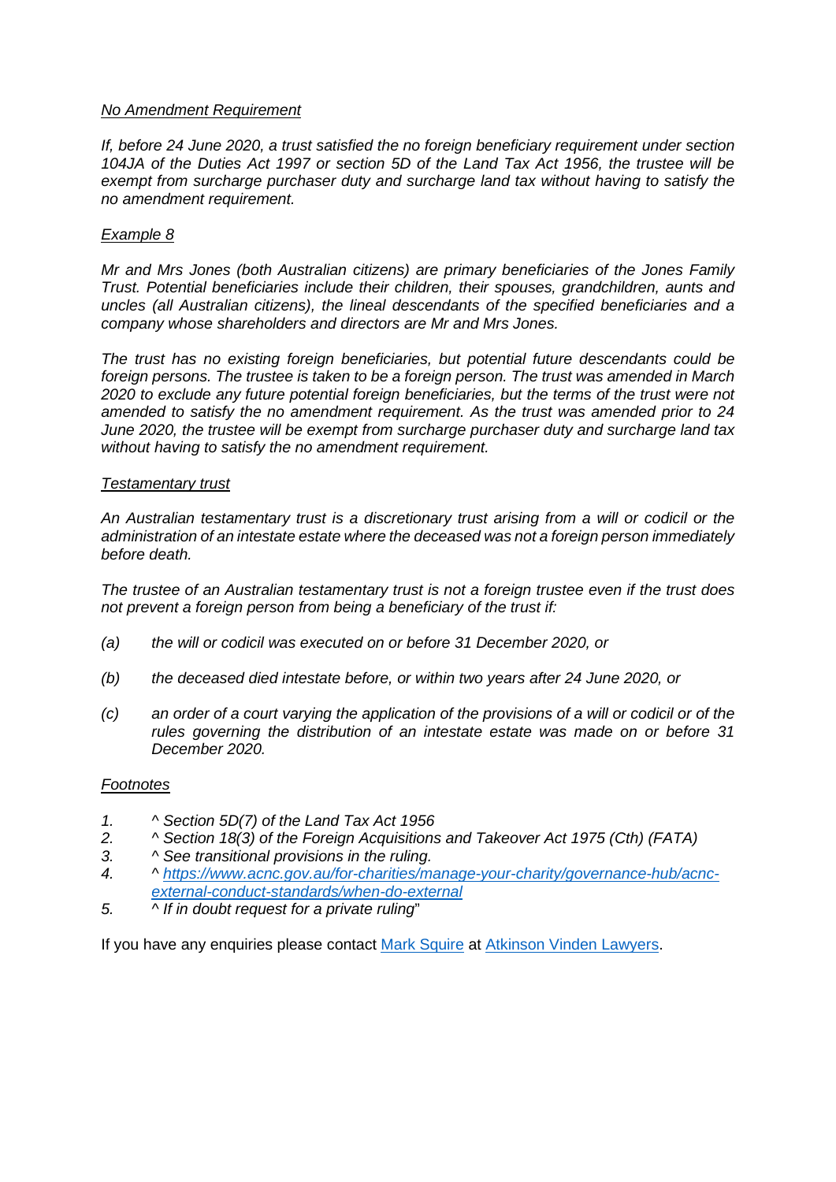*No Amendment Requirement*

*If, before 24 June 2020, a trust satisfied the no foreign beneficiary requirement under section 104JA of the Duties Act 1997 or section 5D of the Land Tax Act 1956, the trustee will be exempt from surcharge purchaser duty and surcharge land tax without having to satisfy the no amendment requirement.*

*Example 8*

*Mr and Mrs Jones (both Australian citizens) are primary beneficiaries of the Jones Family Trust. Potential beneficiaries include their children, their spouses, grandchildren, aunts and uncles (all Australian citizens), the lineal descendants of the specified beneficiaries and a company whose shareholders and directors are Mr and Mrs Jones.*

*The trust has no existing foreign beneficiaries, but potential future descendants could be foreign persons. The trustee is taken to be a foreign person. The trust was amended in March 2020 to exclude any future potential foreign beneficiaries, but the terms of the trust were not amended to satisfy the no amendment requirement. As the trust was amended prior to 24 June 2020, the trustee will be exempt from surcharge purchaser duty and surcharge land tax without having to satisfy the no amendment requirement.*

*Testamentary trust*

*An Australian testamentary trust is a discretionary trust arising from a will or codicil or the administration of an intestate estate where the deceased was not a foreign person immediately before death.*

*The trustee of an Australian testamentary trust is not a foreign trustee even if the trust does not prevent a foreign person from being a beneficiary of the trust if:*

*(a) the will or codicil was executed on or before 31 December 2020, or*

*(b) the deceased died intestate before, or within two years after 24 June 2020, or*

*(c) an order of a court varying the application of the provisions of a will or codicil or of the rules governing the distribution of an intestate estate was made on or before 31 December 2020.*

*Footnotes*

1. *^ Section 5D(7) of the Land Tax Act 1956*
2. *^ Section 18(3) of the Foreign Acquisitions and Takeover Act 1975 (Cth) (FATA)*
3. *^ See transitional provisions in the ruling.*
4. *^ [https://www.acnc.gov.au/for-charities/manage-your-charity/governance-hub/acnc-external-conduct-standards/when-do-external](https://www.acnc.gov.au/for-charities/manage-your-charity/governance-hub/acnc-external-conduct-standards/when-do-external)*
5. *^ If in doubt request for a private ruling*"

If you have any enquiries please contact Mark Squire at Atkinson Vinden Lawyers.